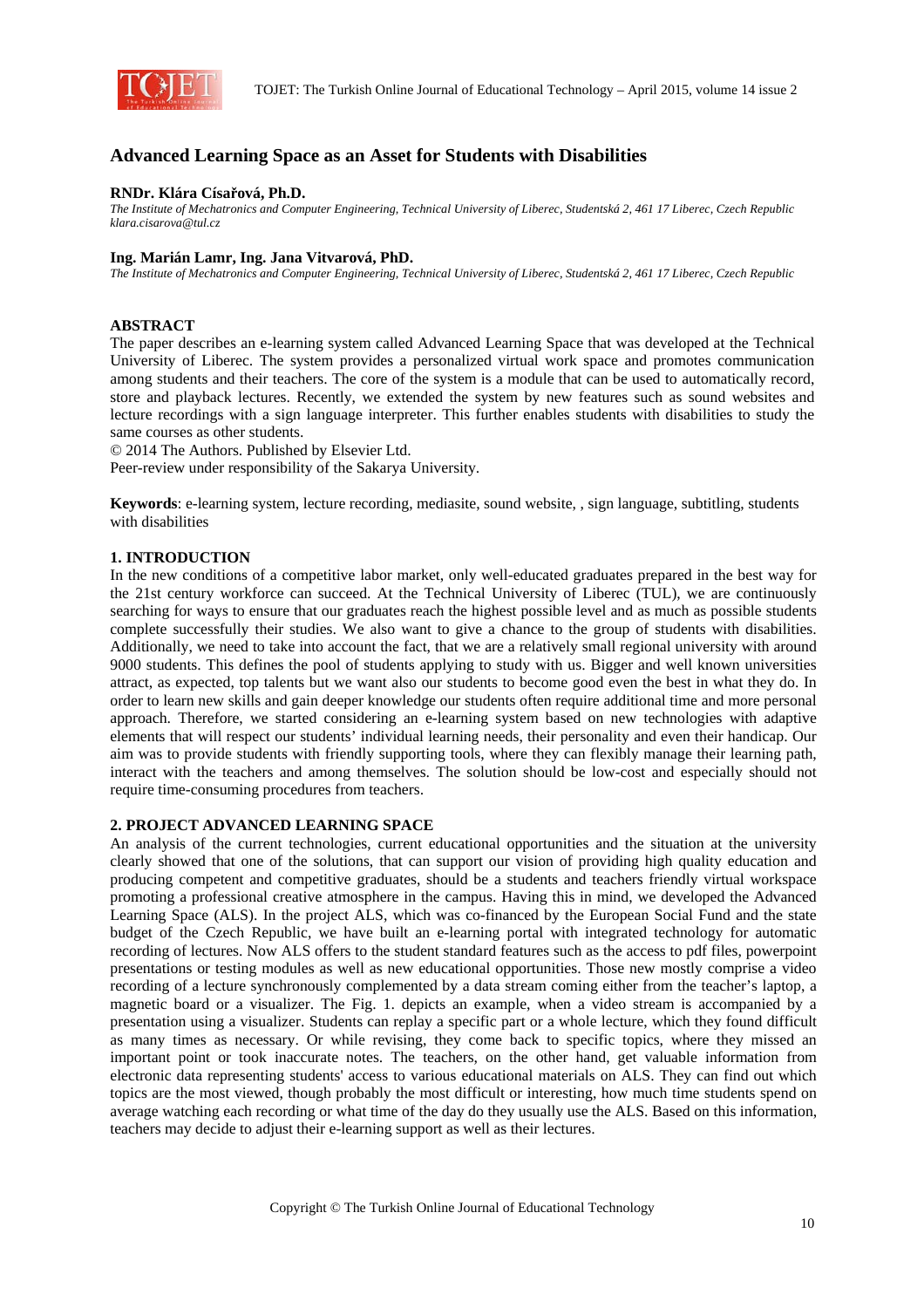# Advanced Learning Space as an Asset for Students with Disabilities

**RNDr. Klára Císařová, Ph.D.**
*The Institute of Mechatronics and Computer Engineering, Technical University of Liberec, Studentská 2, 461 17 Liberec, Czech Republic*
*klara.cisarova@tul.cz*

**Ing. Marián Lamr, Ing. Jana Vitvarová, PhD.**
*The Institute of Mechatronics and Computer Engineering, Technical University of Liberec, Studentská 2, 461 17 Liberec, Czech Republic*

## ABSTRACT

The paper describes an e-learning system called Advanced Learning Space that was developed at the Technical University of Liberec. The system provides a personalized virtual work space and promotes communication among students and their teachers. The core of the system is a module that can be used to automatically record, store and playback lectures. Recently, we extended the system by new features such as sound websites and lecture recordings with a sign language interpreter. This further enables students with disabilities to study the same courses as other students.

© 2014 The Authors. Published by Elsevier Ltd.
Peer-review under responsibility of the Sakarya University.

**Keywords**: e-learning system, lecture recording, mediasite, sound website, , sign language, subtitling, students with disabilities

## 1. INTRODUCTION

In the new conditions of a competitive labor market, only well-educated graduates prepared in the best way for the 21st century workforce can succeed. At the Technical University of Liberec (TUL), we are continuously searching for ways to ensure that our graduates reach the highest possible level and as much as possible students complete successfully their studies. We also want to give a chance to the group of students with disabilities. Additionally, we need to take into account the fact, that we are a relatively small regional university with around 9000 students. This defines the pool of students applying to study with us. Bigger and well known universities attract, as expected, top talents but we want also our students to become good even the best in what they do. In order to learn new skills and gain deeper knowledge our students often require additional time and more personal approach. Therefore, we started considering an e-learning system based on new technologies with adaptive elements that will respect our students' individual learning needs, their personality and even their handicap. Our aim was to provide students with friendly supporting tools, where they can flexibly manage their learning path, interact with the teachers and among themselves. The solution should be low-cost and especially should not require time-consuming procedures from teachers.

## 2. PROJECT ADVANCED LEARNING SPACE

An analysis of the current technologies, current educational opportunities and the situation at the university clearly showed that one of the solutions, that can support our vision of providing high quality education and producing competent and competitive graduates, should be a students and teachers friendly virtual workspace promoting a professional creative atmosphere in the campus. Having this in mind, we developed the Advanced Learning Space (ALS). In the project ALS, which was co-financed by the European Social Fund and the state budget of the Czech Republic, we have built an e-learning portal with integrated technology for automatic recording of lectures. Now ALS offers to the student standard features such as the access to pdf files, powerpoint presentations or testing modules as well as new educational opportunities. Those new mostly comprise a video recording of a lecture synchronously complemented by a data stream coming either from the teacher's laptop, a magnetic board or a visualizer. The Fig. 1. depicts an example, when a video stream is accompanied by a presentation using a visualizer. Students can replay a specific part or a whole lecture, which they found difficult as many times as necessary. Or while revising, they come back to specific topics, where they missed an important point or took inaccurate notes. The teachers, on the other hand, get valuable information from electronic data representing students' access to various educational materials on ALS. They can find out which topics are the most viewed, though probably the most difficult or interesting, how much time students spend on average watching each recording or what time of the day do they usually use the ALS. Based on this information, teachers may decide to adjust their e-learning support as well as their lectures.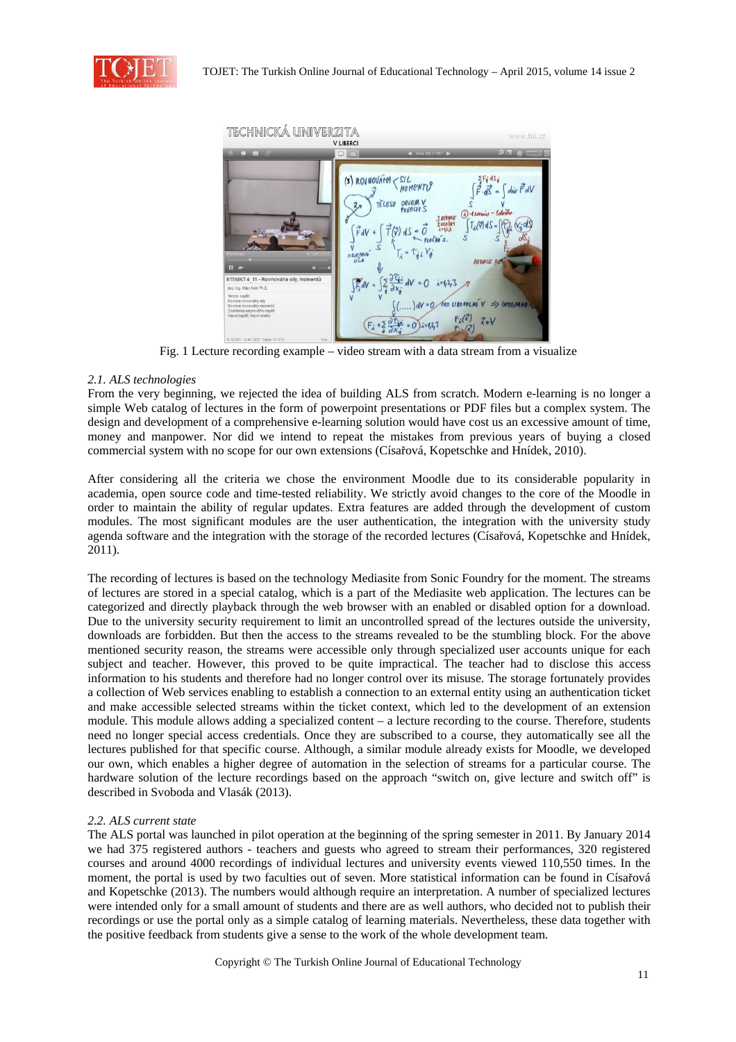Fig. 1 Lecture recording example – video stream with a data stream from a visualize

### *2.1. ALS technologies*

From the very beginning, we rejected the idea of building ALS from scratch. Modern e-learning is no longer a simple Web catalog of lectures in the form of powerpoint presentations or PDF files but a complex system. The design and development of a comprehensive e-learning solution would have cost us an excessive amount of time, money and manpower. Nor did we intend to repeat the mistakes from previous years of buying a closed commercial system with no scope for our own extensions (Císařová, Kopetschke and Hnídek, 2010).

After considering all the criteria we chose the environment Moodle due to its considerable popularity in academia, open source code and time-tested reliability. We strictly avoid changes to the core of the Moodle in order to maintain the ability of regular updates. Extra features are added through the development of custom modules. The most significant modules are the user authentication, the integration with the university study agenda software and the integration with the storage of the recorded lectures (Císařová, Kopetschke and Hnídek, 2011).

The recording of lectures is based on the technology Mediasite from Sonic Foundry for the moment. The streams of lectures are stored in a special catalog, which is a part of the Mediasite web application. The lectures can be categorized and directly playback through the web browser with an enabled or disabled option for a download. Due to the university security requirement to limit an uncontrolled spread of the lectures outside the university, downloads are forbidden. But then the access to the streams revealed to be the stumbling block. For the above mentioned security reason, the streams were accessible only through specialized user accounts unique for each subject and teacher. However, this proved to be quite impractical. The teacher had to disclose this access information to his students and therefore had no longer control over its misuse. The storage fortunately provides a collection of Web services enabling to establish a connection to an external entity using an authentication ticket and make accessible selected streams within the ticket context, which led to the development of an extension module. This module allows adding a specialized content – a lecture recording to the course. Therefore, students need no longer special access credentials. Once they are subscribed to a course, they automatically see all the lectures published for that specific course. Although, a similar module already exists for Moodle, we developed our own, which enables a higher degree of automation in the selection of streams for a particular course. The hardware solution of the lecture recordings based on the approach "switch on, give lecture and switch off" is described in Svoboda and Vlasák (2013).

### *2.2. ALS current state*

The ALS portal was launched in pilot operation at the beginning of the spring semester in 2011. By January 2014 we had 375 registered authors - teachers and guests who agreed to stream their performances, 320 registered courses and around 4000 recordings of individual lectures and university events viewed 110,550 times. In the moment, the portal is used by two faculties out of seven. More statistical information can be found in Císařová and Kopetschke (2013). The numbers would although require an interpretation. A number of specialized lectures were intended only for a small amount of students and there are as well authors, who decided not to publish their recordings or use the portal only as a simple catalog of learning materials. Nevertheless, these data together with the positive feedback from students give a sense to the work of the whole development team.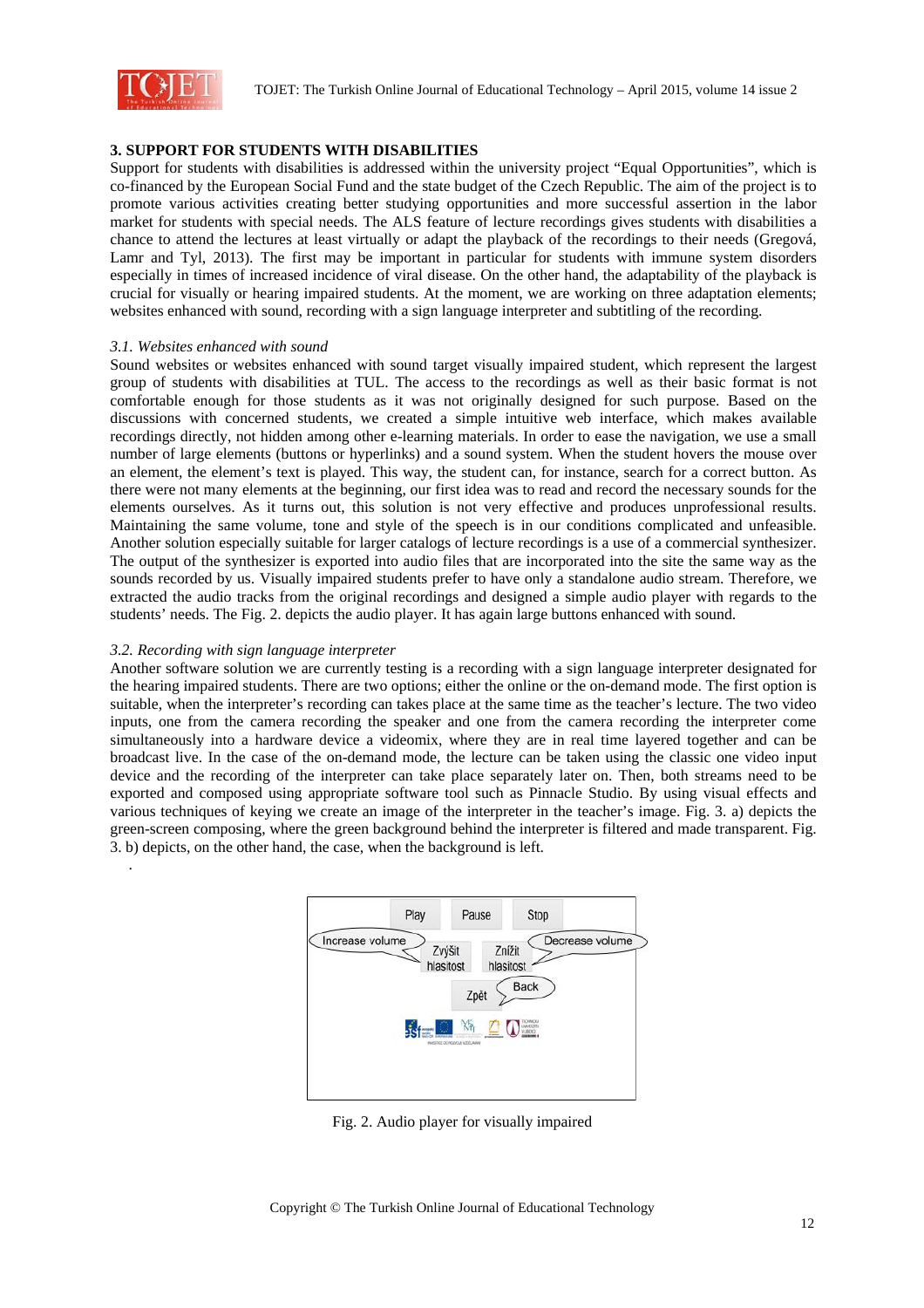## 3. SUPPORT FOR STUDENTS WITH DISABILITIES

Support for students with disabilities is addressed within the university project "Equal Opportunities", which is co-financed by the European Social Fund and the state budget of the Czech Republic. The aim of the project is to promote various activities creating better studying opportunities and more successful assertion in the labor market for students with special needs. The ALS feature of lecture recordings gives students with disabilities a chance to attend the lectures at least virtually or adapt the playback of the recordings to their needs (Gregová, Lamr and Tyl, 2013). The first may be important in particular for students with immune system disorders especially in times of increased incidence of viral disease. On the other hand, the adaptability of the playback is crucial for visually or hearing impaired students. At the moment, we are working on three adaptation elements; websites enhanced with sound, recording with a sign language interpreter and subtitling of the recording.

### *3.1. Websites enhanced with sound*

Sound websites or websites enhanced with sound target visually impaired student, which represent the largest group of students with disabilities at TUL. The access to the recordings as well as their basic format is not comfortable enough for those students as it was not originally designed for such purpose. Based on the discussions with concerned students, we created a simple intuitive web interface, which makes available recordings directly, not hidden among other e-learning materials. In order to ease the navigation, we use a small number of large elements (buttons or hyperlinks) and a sound system. When the student hovers the mouse over an element, the element's text is played. This way, the student can, for instance, search for a correct button. As there were not many elements at the beginning, our first idea was to read and record the necessary sounds for the elements ourselves. As it turns out, this solution is not very effective and produces unprofessional results. Maintaining the same volume, tone and style of the speech is in our conditions complicated and unfeasible. Another solution especially suitable for larger catalogs of lecture recordings is a use of a commercial synthesizer. The output of the synthesizer is exported into audio files that are incorporated into the site the same way as the sounds recorded by us. Visually impaired students prefer to have only a standalone audio stream. Therefore, we extracted the audio tracks from the original recordings and designed a simple audio player with regards to the students' needs. The Fig. 2. depicts the audio player. It has again large buttons enhanced with sound.

### *3.2. Recording with sign language interpreter*

Another software solution we are currently testing is a recording with a sign language interpreter designated for the hearing impaired students. There are two options; either the online or the on-demand mode. The first option is suitable, when the interpreter's recording can takes place at the same time as the teacher's lecture. The two video inputs, one from the camera recording the speaker and one from the camera recording the interpreter come simultaneously into a hardware device a videomix, where they are in real time layered together and can be broadcast live. In the case of the on-demand mode, the lecture can be taken using the classic one video input device and the recording of the interpreter can take place separately later on. Then, both streams need to be exported and composed using appropriate software tool such as Pinnacle Studio. By using visual effects and various techniques of keying we create an image of the interpreter in the teacher's image. Fig. 3. a) depicts the green-screen composing, where the green background behind the interpreter is filtered and made transparent. Fig. 3. b) depicts, on the other hand, the case, when the background is left.

.

Fig. 2. Audio player for visually impaired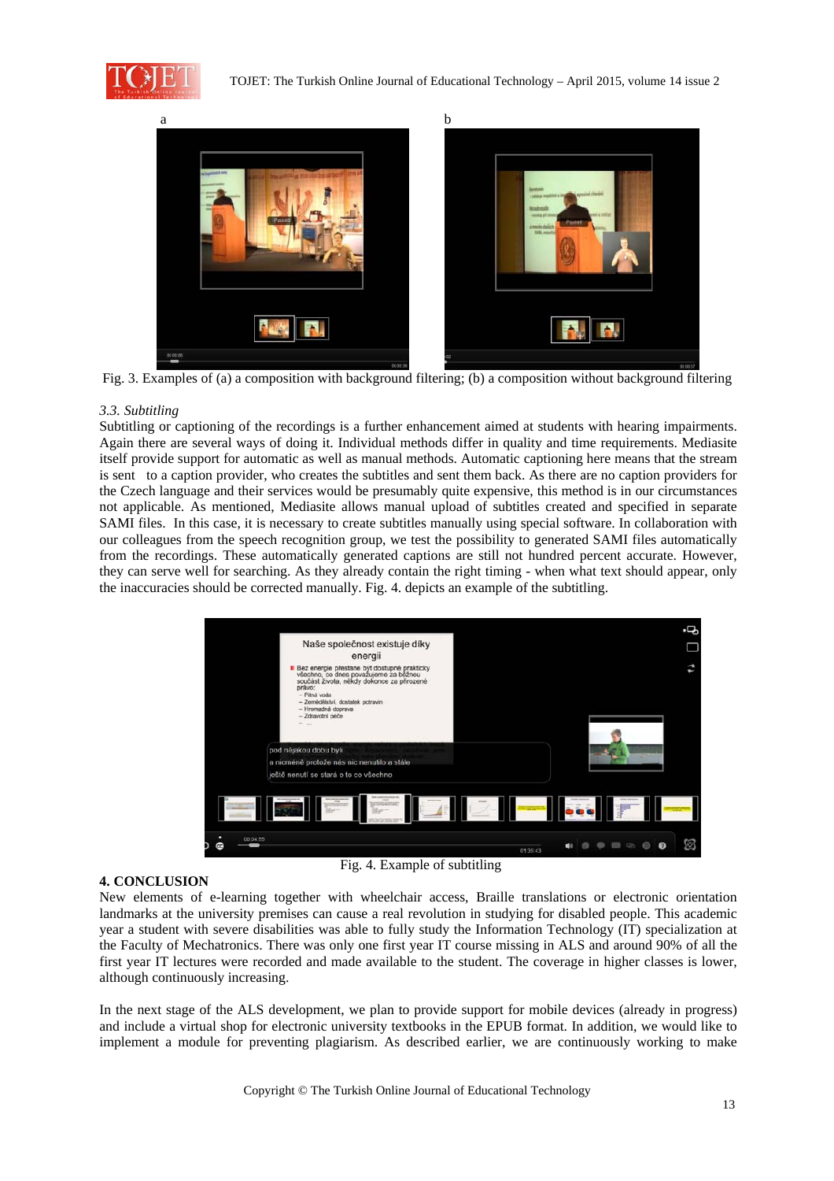Fig. 3. Examples of (a) a composition with background filtering; (b) a composition without background filtering

### *3.3. Subtitling*

Subtitling or captioning of the recordings is a further enhancement aimed at students with hearing impairments. Again there are several ways of doing it. Individual methods differ in quality and time requirements. Mediasite itself provide support for automatic as well as manual methods. Automatic captioning here means that the stream is sent to a caption provider, who creates the subtitles and sent them back. As there are no caption providers for the Czech language and their services would be presumably quite expensive, this method is in our circumstances not applicable. As mentioned, Mediasite allows manual upload of subtitles created and specified in separate SAMI files. In this case, it is necessary to create subtitles manually using special software. In collaboration with our colleagues from the speech recognition group, we test the possibility to generated SAMI files automatically from the recordings. These automatically generated captions are still not hundred percent accurate. However, they can serve well for searching. As they already contain the right timing - when what text should appear, only the inaccuracies should be corrected manually. Fig. 4. depicts an example of the subtitling.

Fig. 4. Example of subtitling

## 4. CONCLUSION

New elements of e-learning together with wheelchair access, Braille translations or electronic orientation landmarks at the university premises can cause a real revolution in studying for disabled people. This academic year a student with severe disabilities was able to fully study the Information Technology (IT) specialization at the Faculty of Mechatronics. There was only one first year IT course missing in ALS and around 90% of all the first year IT lectures were recorded and made available to the student. The coverage in higher classes is lower, although continuously increasing.

In the next stage of the ALS development, we plan to provide support for mobile devices (already in progress) and include a virtual shop for electronic university textbooks in the EPUB format. In addition, we would like to implement a module for preventing plagiarism. As described earlier, we are continuously working to make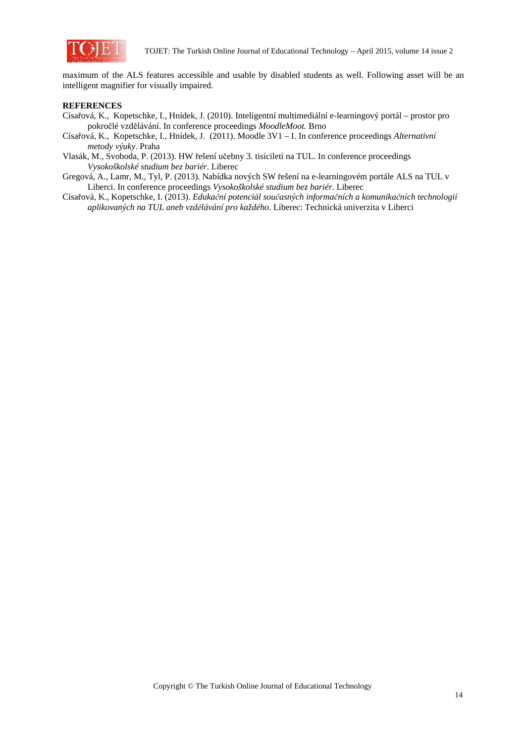maximum of the ALS features accessible and usable by disabled students as well. Following asset will be an intelligent magnifier for visually impaired.

## REFERENCES

Císařová, K., Kopetschke, I., Hnídek, J. (2010). Inteligentní multimediální e-learningový portál – prostor pro pokročlé vzdělávání. In conference proceedings *MoodleMoot.* Brno

Císařová, K., Kopetschke, I., Hnídek, J. (2011). Moodle 3V1 – I. In conference proceedings *Alternativní metody výuky*. Praha

Vlasák, M., Svoboda, P. (2013). HW řešení učebny 3. tisíciletí na TUL. In conference proceedings *Vysokoškolské studium bez bariér*. Liberec

Gregová, A., Lamr, M., Tyl, P. (2013). Nabídka nových SW řešení na e-learningovém portále ALS na TUL v Liberci. In conference proceedings *Vysokoškolské studium bez bariér*. Liberec

Císařová, K., Kopetschke, I. (2013). *Edukační potenciál současných informačních a komunikačních technologií aplikovaných na TUL aneb vzdělávání pro každého*. Liberec: Technická univerzita v Liberci